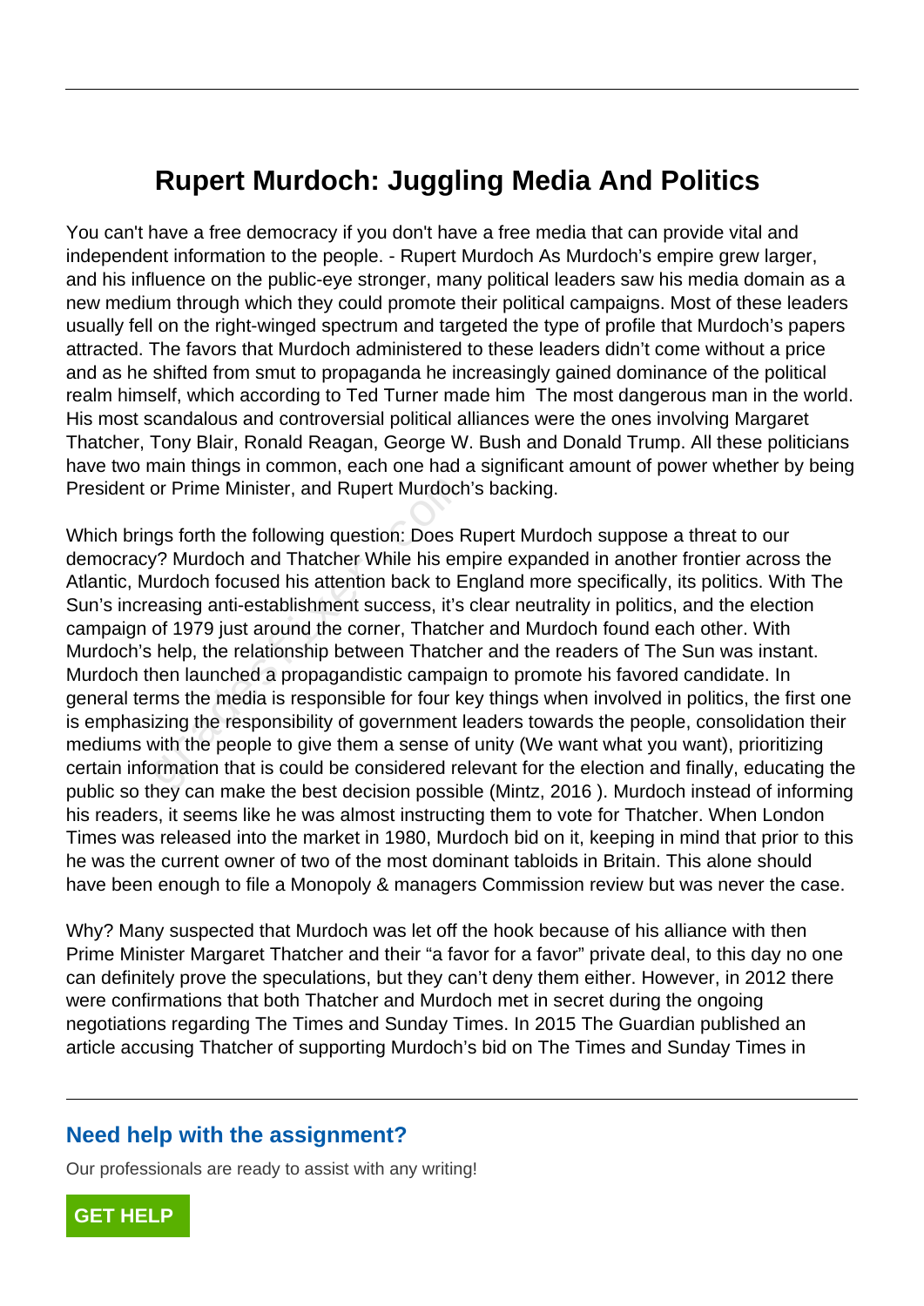# Rupert Murdoch: Juggling Media And Politics

You can't have a free democracy if you don't have a free media that can provide vital and independent information to the people. - Rupert Murdoch As Murdoch's empire grew larger, and his influence on the public-eye stronger, many political leaders saw his media domain as a new medium through which they could promote their political campaigns. Most of these leaders usually fell on the right-winged spectrum and targeted the type of profile that Murdoch's papers attracted. The favors that Murdoch administered to these leaders didn't come without a price and as he shifted from smut to propaganda he increasingly gained dominance of the political realm himself, which according to Ted Turner made him  The most dangerous man in the world. His most scandalous and controversial political alliances were the ones involving Margaret Thatcher, Tony Blair, Ronald Reagan, George W. Bush and Donald Trump. All these politicians have two main things in common, each one had a significant amount of power whether by being President or Prime Minister, and Rupert Murdoch's backing.

Which brings forth the following question: Does Rupert Murdoch suppose a threat to our democracy? Murdoch and Thatcher While his empire expanded in another frontier across the Atlantic, Murdoch focused his attention back to England more specifically, its politics. With The Sun's increasing anti-establishment success, it's clear neutrality in politics, and the election campaign of 1979 just around the corner, Thatcher and Murdoch found each other. With Murdoch's help, the relationship between Thatcher and the readers of The Sun was instant. Murdoch then launched a propagandistic campaign to promote his favored candidate. In general terms the media is responsible for four key things when involved in politics, the first one is emphasizing the responsibility of government leaders towards the people, consolidation their mediums with the people to give them a sense of unity (We want what you want), prioritizing certain information that is could be considered relevant for the election and finally, educating the public so they can make the best decision possible (Mintz, 2016 ). Murdoch instead of informing his readers, it seems like he was almost instructing them to vote for Thatcher. When London Times was released into the market in 1980, Murdoch bid on it, keeping in mind that prior to this he was the current owner of two of the most dominant tabloids in Britain. This alone should have been enough to file a Monopoly & managers Commission review but was never the case.

Why? Many suspected that Murdoch was let off the hook because of his alliance with then Prime Minister Margaret Thatcher and their "a favor for a favor" private deal, to this day no one can definitely prove the speculations, but they can't deny them either. However, in 2012 there were confirmations that both Thatcher and Murdoch met in secret during the ongoing negotiations regarding The Times and Sunday Times. In 2015 The Guardian published an article accusing Thatcher of supporting Murdoch's bid on The Times and Sunday Times in

## Need help with the assignment?

Our professionals are ready to assist with any writing!

GET HELP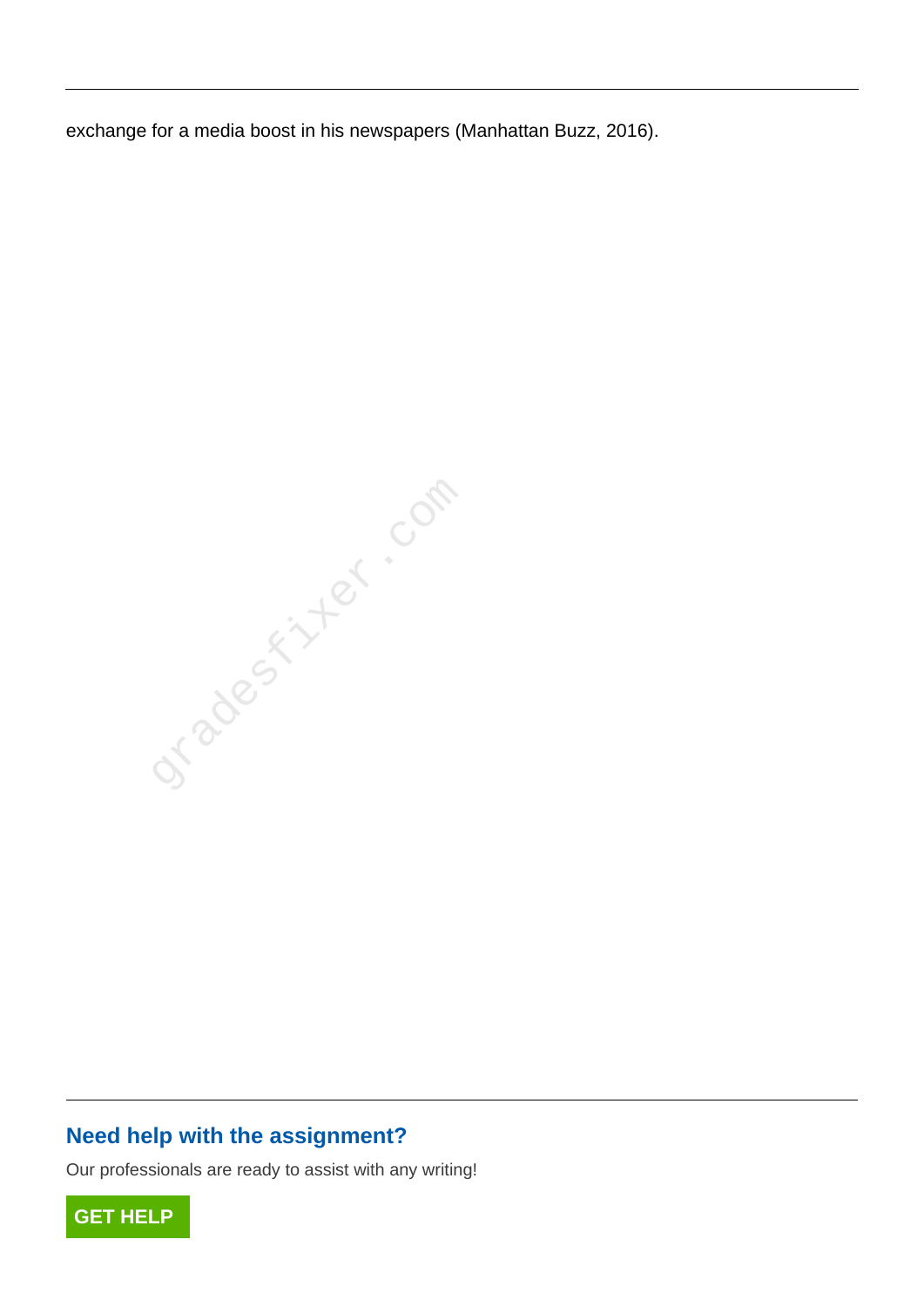exchange for a media boost in his newspapers (Manhattan Buzz, 2016).

## Need help with the assignment?

Our professionals are ready to assist with any writing!

**GET HELP**